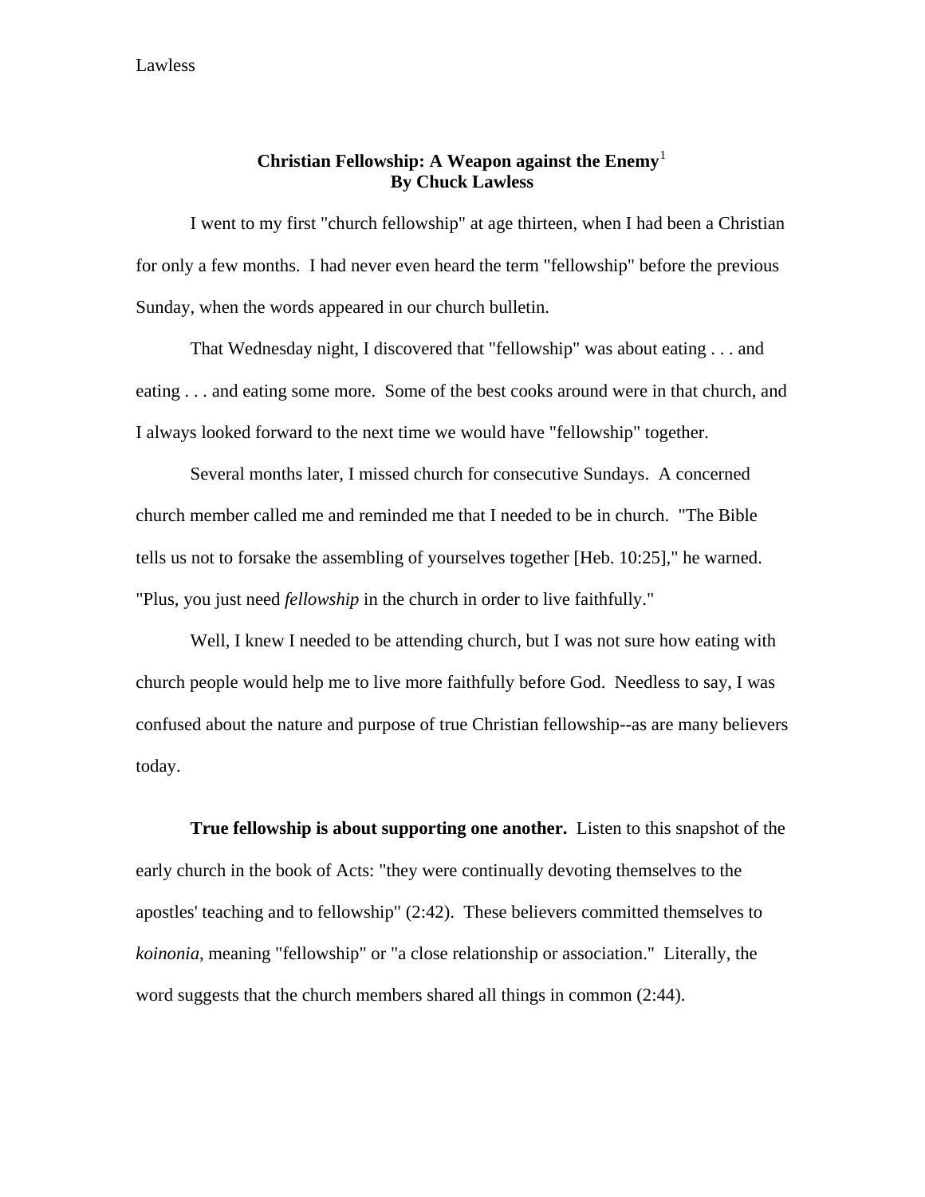# Christian Fellowship: A Weapon against the Enemy[1]

**By Chuck Lawless**

I went to my first "church fellowship" at age thirteen, when I had been a Christian for only a few months. I had never even heard the term "fellowship" before the previous Sunday, when the words appeared in our church bulletin.

That Wednesday night, I discovered that "fellowship" was about eating . . . and eating . . . and eating some more. Some of the best cooks around were in that church, and I always looked forward to the next time we would have "fellowship" together.

Several months later, I missed church for consecutive Sundays. A concerned church member called me and reminded me that I needed to be in church. "The Bible tells us not to forsake the assembling of yourselves together [Heb. 10:25]," he warned. "Plus, you just need *fellowship* in the church in order to live faithfully."

Well, I knew I needed to be attending church, but I was not sure how eating with church people would help me to live more faithfully before God. Needless to say, I was confused about the nature and purpose of true Christian fellowship--as are many believers today.

**True fellowship is about supporting one another.** Listen to this snapshot of the early church in the book of Acts: "they were continually devoting themselves to the apostles' teaching and to fellowship" (2:42). These believers committed themselves to *koinonia*, meaning "fellowship" or "a close relationship or association." Literally, the word suggests that the church members shared all things in common (2:44).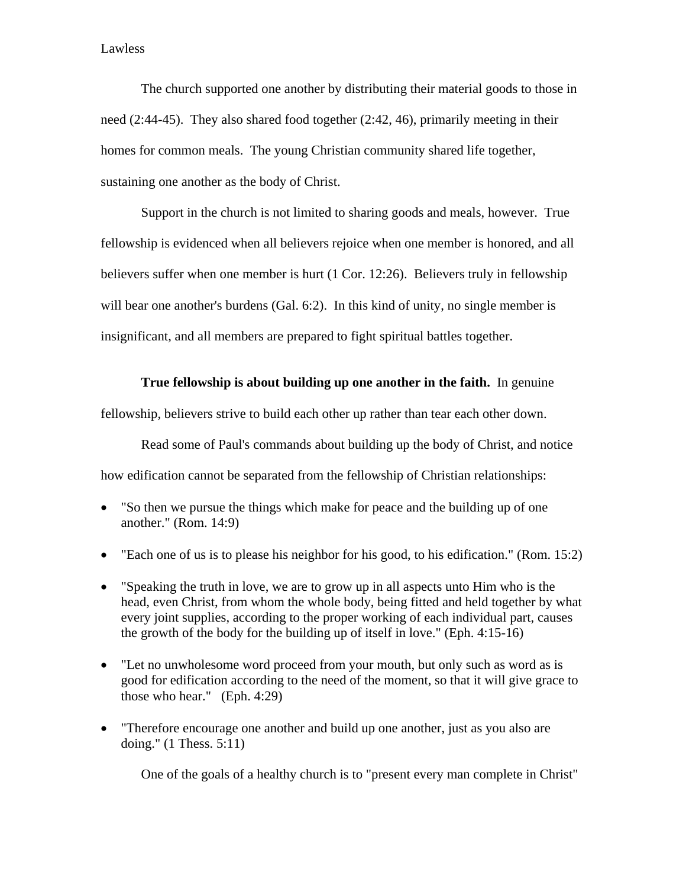The church supported one another by distributing their material goods to those in need (2:44-45). They also shared food together (2:42, 46), primarily meeting in their homes for common meals. The young Christian community shared life together, sustaining one another as the body of Christ.

Support in the church is not limited to sharing goods and meals, however. True fellowship is evidenced when all believers rejoice when one member is honored, and all believers suffer when one member is hurt (1 Cor. 12:26). Believers truly in fellowship will bear one another's burdens (Gal. 6:2). In this kind of unity, no single member is insignificant, and all members are prepared to fight spiritual battles together.

**True fellowship is about building up one another in the faith.** In genuine fellowship, believers strive to build each other up rather than tear each other down.

Read some of Paul's commands about building up the body of Christ, and notice how edification cannot be separated from the fellowship of Christian relationships:

- "So then we pursue the things which make for peace and the building up of one another." (Rom. 14:9)
- "Each one of us is to please his neighbor for his good, to his edification." (Rom. 15:2)
- "Speaking the truth in love, we are to grow up in all aspects unto Him who is the head, even Christ, from whom the whole body, being fitted and held together by what every joint supplies, according to the proper working of each individual part, causes the growth of the body for the building up of itself in love." (Eph. 4:15-16)
- "Let no unwholesome word proceed from your mouth, but only such as word as is good for edification according to the need of the moment, so that it will give grace to those who hear." (Eph. 4:29)
- "Therefore encourage one another and build up one another, just as you also are doing." (1 Thess. 5:11)

One of the goals of a healthy church is to "present every man complete in Christ"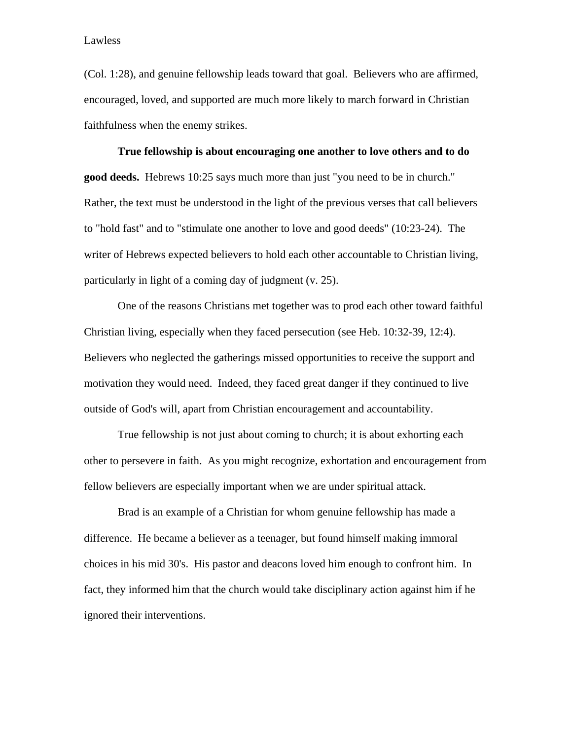(Col. 1:28), and genuine fellowship leads toward that goal. Believers who are affirmed, encouraged, loved, and supported are much more likely to march forward in Christian faithfulness when the enemy strikes.

**True fellowship is about encouraging one another to love others and to do good deeds.** Hebrews 10:25 says much more than just "you need to be in church." Rather, the text must be understood in the light of the previous verses that call believers to "hold fast" and to "stimulate one another to love and good deeds" (10:23-24). The writer of Hebrews expected believers to hold each other accountable to Christian living, particularly in light of a coming day of judgment (v. 25).

One of the reasons Christians met together was to prod each other toward faithful Christian living, especially when they faced persecution (see Heb. 10:32-39, 12:4). Believers who neglected the gatherings missed opportunities to receive the support and motivation they would need. Indeed, they faced great danger if they continued to live outside of God's will, apart from Christian encouragement and accountability.

True fellowship is not just about coming to church; it is about exhorting each other to persevere in faith. As you might recognize, exhortation and encouragement from fellow believers are especially important when we are under spiritual attack.

Brad is an example of a Christian for whom genuine fellowship has made a difference. He became a believer as a teenager, but found himself making immoral choices in his mid 30's. His pastor and deacons loved him enough to confront him. In fact, they informed him that the church would take disciplinary action against him if he ignored their interventions.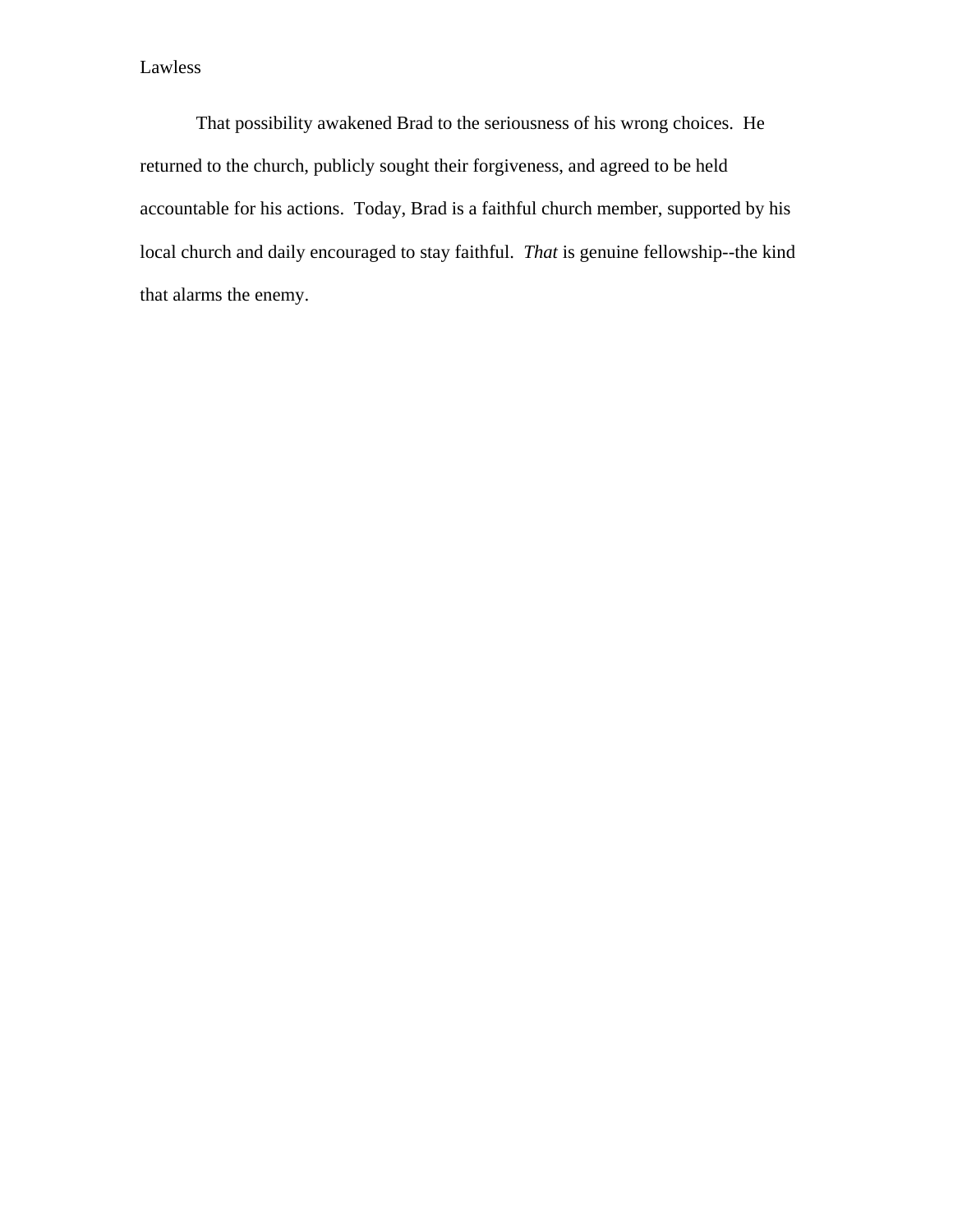That possibility awakened Brad to the seriousness of his wrong choices.  He returned to the church, publicly sought their forgiveness, and agreed to be held accountable for his actions.  Today, Brad is a faithful church member, supported by his local church and daily encouraged to stay faithful.  *That* is genuine fellowship--the kind that alarms the enemy.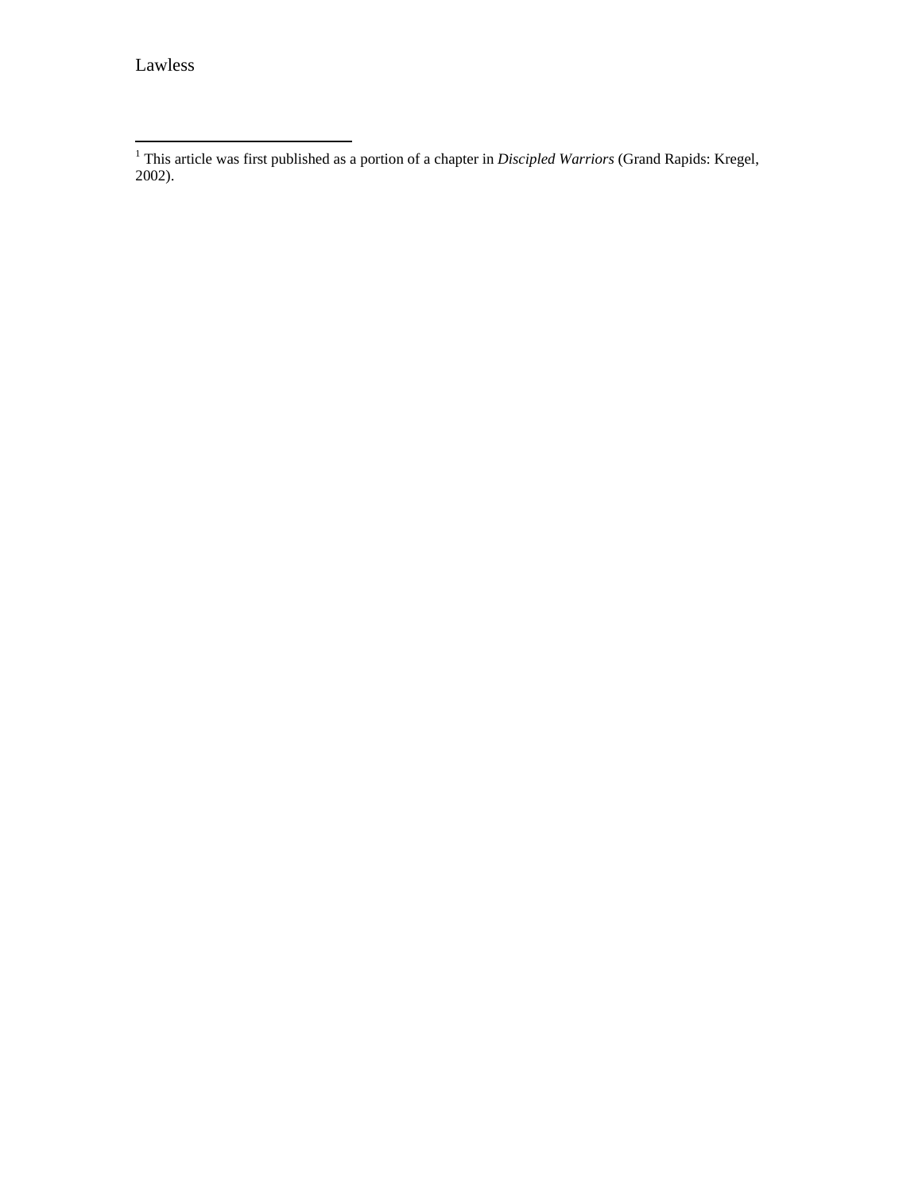[1] This article was first published as a portion of a chapter in *Discipled Warriors* (Grand Rapids: Kregel, 2002).